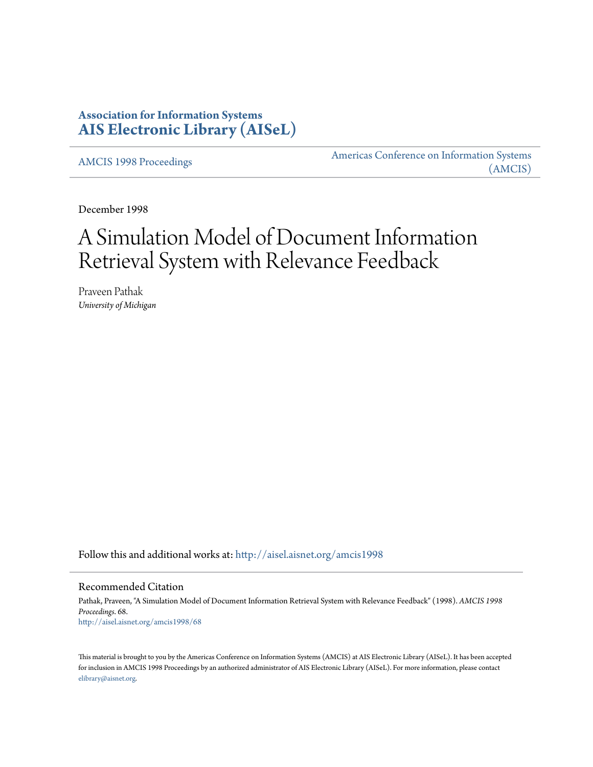# Association for Information Systems
# AIS Electronic Library (AISeL)

AMCIS 1998 Proceedings

Americas Conference on Information Systems (AMCIS)

December 1998

# A Simulation Model of Document Information Retrieval System with Relevance Feedback

Praveen Pathak
*University of Michigan*

Follow this and additional works at: http://aisel.aisnet.org/amcis1998

## Recommended Citation

Pathak, Praveen, "A Simulation Model of Document Information Retrieval System with Relevance Feedback" (1998). *AMCIS 1998 Proceedings*. 68.
http://aisel.aisnet.org/amcis1998/68

This material is brought to you by the Americas Conference on Information Systems (AMCIS) at AIS Electronic Library (AISeL). It has been accepted for inclusion in AMCIS 1998 Proceedings by an authorized administrator of AIS Electronic Library (AISeL). For more information, please contact elibrary@aisnet.org.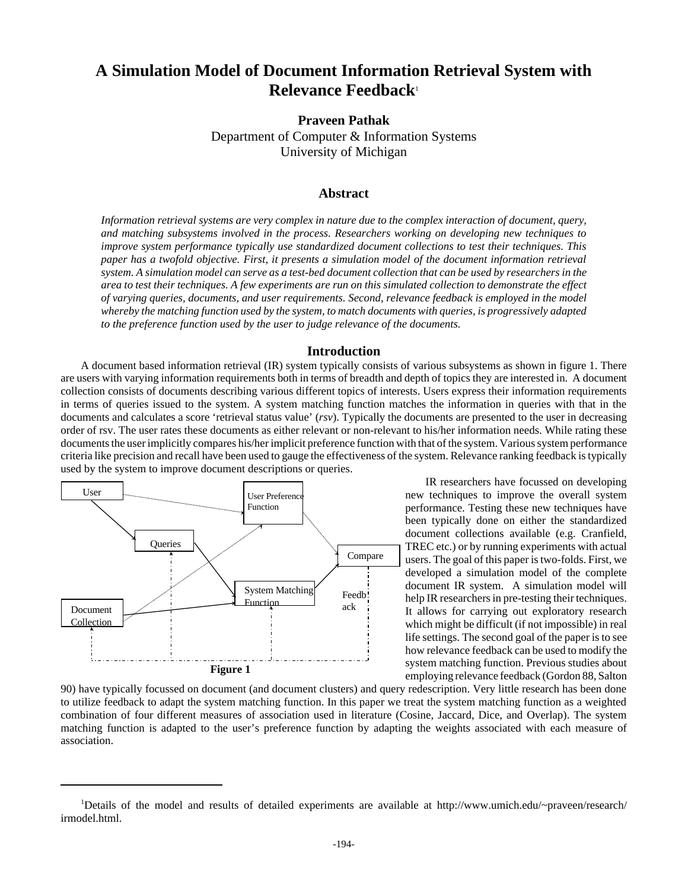# A Simulation Model of Document Information Retrieval System with Relevance Feedback[1]

**Praveen Pathak**
Department of Computer & Information Systems
University of Michigan

## Abstract

*Information retrieval systems are very complex in nature due to the complex interaction of document, query, and matching subsystems involved in the process. Researchers working on developing new techniques to improve system performance typically use standardized document collections to test their techniques. This paper has a twofold objective. First, it presents a simulation model of the document information retrieval system. A simulation model can serve as a test-bed document collection that can be used by researchers in the area to test their techniques. A few experiments are run on this simulated collection to demonstrate the effect of varying queries, documents, and user requirements. Second, relevance feedback is employed in the model whereby the matching function used by the system, to match documents with queries, is progressively adapted to the preference function used by the user to judge relevance of the documents.*

## Introduction

A document based information retrieval (IR) system typically consists of various subsystems as shown in figure 1. There are users with varying information requirements both in terms of breadth and depth of topics they are interested in. A document collection consists of documents describing various different topics of interests. Users express their information requirements in terms of queries issued to the system. A system matching function matches the information in queries with that in the documents and calculates a score 'retrieval status value' (*rsv*). Typically the documents are presented to the user in decreasing order of rsv. The user rates these documents as either relevant or non-relevant to his/her information needs. While rating these documents the user implicitly compares his/her implicit preference function with that of the system. Various system performance criteria like precision and recall have been used to gauge the effectiveness of the system. Relevance ranking feedback is typically used by the system to improve document descriptions or queries.

User | User Preference Function | Queries | Compare | System Matching Function | Feedback | Document Collection

**Figure 1**

IR researchers have focussed on developing new techniques to improve the overall system performance. Testing these new techniques have been typically done on either the standardized document collections available (e.g. Cranfield, TREC etc.) or by running experiments with actual users. The goal of this paper is two-folds. First, we developed a simulation model of the complete document IR system. A simulation model will help IR researchers in pre-testing their techniques. It allows for carrying out exploratory research which might be difficult (if not impossible) in real life settings. The second goal of the paper is to see how relevance feedback can be used to modify the system matching function. Previous studies about employing relevance feedback (Gordon 88, Salton 90) have typically focussed on document (and document clusters) and query redescription. Very little research has been done to utilize feedback to adapt the system matching function. In this paper we treat the system matching function as a weighted combination of four different measures of association used in literature (Cosine, Jaccard, Dice, and Overlap). The system matching function is adapted to the user's preference function by adapting the weights associated with each measure of association.

[1] Details of the model and results of detailed experiments are available at http://www.umich.edu/~praveen/research/irmodel.html.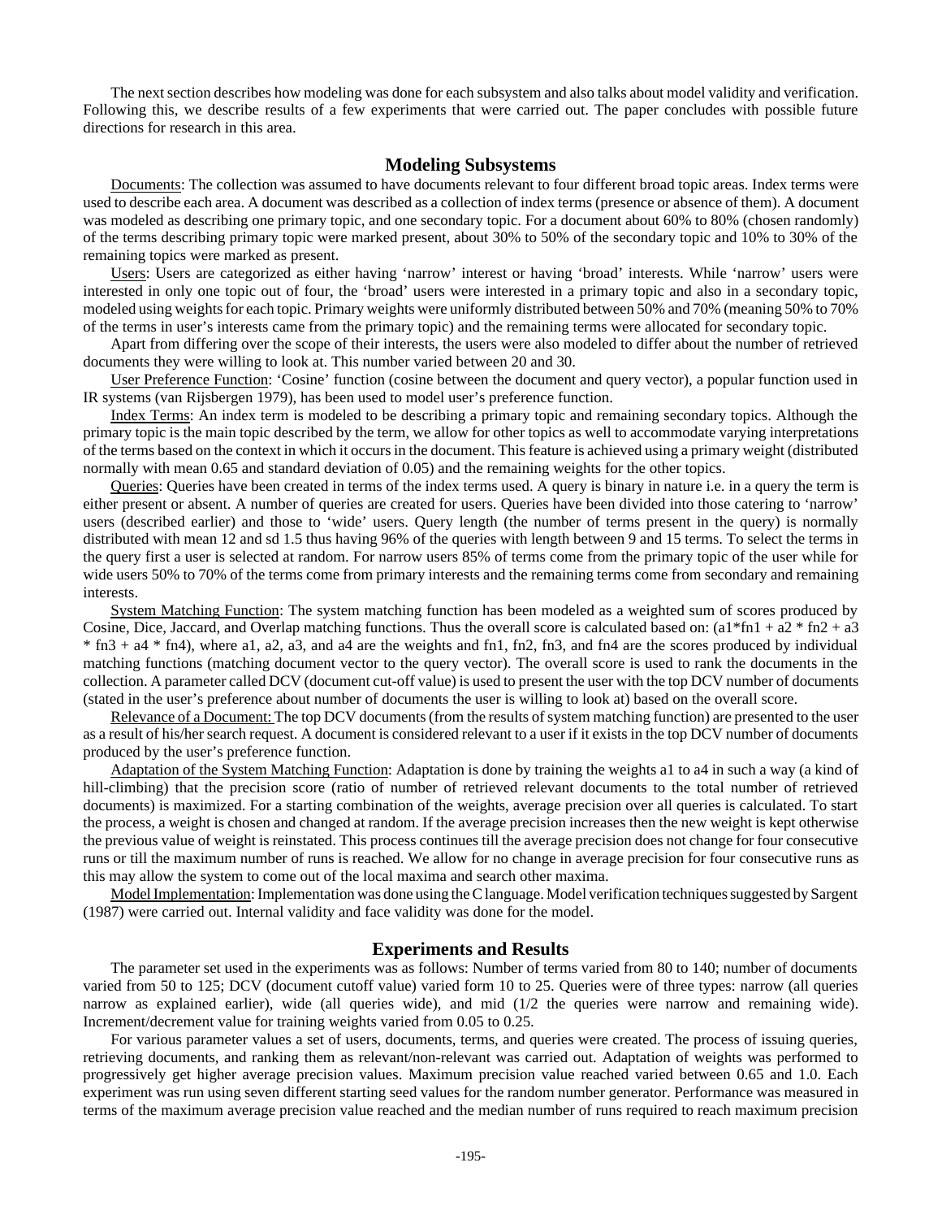The next section describes how modeling was done for each subsystem and also talks about model validity and verification. Following this, we describe results of a few experiments that were carried out. The paper concludes with possible future directions for research in this area.

## Modeling Subsystems

Documents: The collection was assumed to have documents relevant to four different broad topic areas. Index terms were used to describe each area. A document was described as a collection of index terms (presence or absence of them). A document was modeled as describing one primary topic, and one secondary topic. For a document about 60% to 80% (chosen randomly) of the terms describing primary topic were marked present, about 30% to 50% of the secondary topic and 10% to 30% of the remaining topics were marked as present.

Users: Users are categorized as either having 'narrow' interest or having 'broad' interests. While 'narrow' users were interested in only one topic out of four, the 'broad' users were interested in a primary topic and also in a secondary topic, modeled using weights for each topic. Primary weights were uniformly distributed between 50% and 70% (meaning 50% to 70% of the terms in user's interests came from the primary topic) and the remaining terms were allocated for secondary topic.

Apart from differing over the scope of their interests, the users were also modeled to differ about the number of retrieved documents they were willing to look at. This number varied between 20 and 30.

User Preference Function: 'Cosine' function (cosine between the document and query vector), a popular function used in IR systems (van Rijsbergen 1979), has been used to model user's preference function.

Index Terms: An index term is modeled to be describing a primary topic and remaining secondary topics. Although the primary topic is the main topic described by the term, we allow for other topics as well to accommodate varying interpretations of the terms based on the context in which it occurs in the document. This feature is achieved using a primary weight (distributed normally with mean 0.65 and standard deviation of 0.05) and the remaining weights for the other topics.

Queries: Queries have been created in terms of the index terms used. A query is binary in nature i.e. in a query the term is either present or absent. A number of queries are created for users. Queries have been divided into those catering to 'narrow' users (described earlier) and those to 'wide' users. Query length (the number of terms present in the query) is normally distributed with mean 12 and sd 1.5 thus having 96% of the queries with length between 9 and 15 terms. To select the terms in the query first a user is selected at random. For narrow users 85% of terms come from the primary topic of the user while for wide users 50% to 70% of the terms come from primary interests and the remaining terms come from secondary and remaining interests.

System Matching Function: The system matching function has been modeled as a weighted sum of scores produced by Cosine, Dice, Jaccard, and Overlap matching functions. Thus the overall score is calculated based on: ($a1*fn1 + a2 * fn2 + a3 * fn3 + a4 * fn4$), where a1, a2, a3, and a4 are the weights and fn1, fn2, fn3, and fn4 are the scores produced by individual matching functions (matching document vector to the query vector). The overall score is used to rank the documents in the collection. A parameter called DCV (document cut-off value) is used to present the user with the top DCV number of documents (stated in the user's preference about number of documents the user is willing to look at) based on the overall score.

Relevance of a Document: The top DCV documents (from the results of system matching function) are presented to the user as a result of his/her search request. A document is considered relevant to a user if it exists in the top DCV number of documents produced by the user's preference function.

Adaptation of the System Matching Function: Adaptation is done by training the weights a1 to a4 in such a way (a kind of hill-climbing) that the precision score (ratio of number of retrieved relevant documents to the total number of retrieved documents) is maximized. For a starting combination of the weights, average precision over all queries is calculated. To start the process, a weight is chosen and changed at random. If the average precision increases then the new weight is kept otherwise the previous value of weight is reinstated. This process continues till the average precision does not change for four consecutive runs or till the maximum number of runs is reached. We allow for no change in average precision for four consecutive runs as this may allow the system to come out of the local maxima and search other maxima.

Model Implementation: Implementation was done using the C language. Model verification techniques suggested by Sargent (1987) were carried out. Internal validity and face validity was done for the model.

## Experiments and Results

The parameter set used in the experiments was as follows: Number of terms varied from 80 to 140; number of documents varied from 50 to 125; DCV (document cutoff value) varied form 10 to 25. Queries were of three types: narrow (all queries narrow as explained earlier), wide (all queries wide), and mid (1/2 the queries were narrow and remaining wide). Increment/decrement value for training weights varied from 0.05 to 0.25.

For various parameter values a set of users, documents, terms, and queries were created. The process of issuing queries, retrieving documents, and ranking them as relevant/non-relevant was carried out. Adaptation of weights was performed to progressively get higher average precision values. Maximum precision value reached varied between 0.65 and 1.0. Each experiment was run using seven different starting seed values for the random number generator. Performance was measured in terms of the maximum average precision value reached and the median number of runs required to reach maximum precision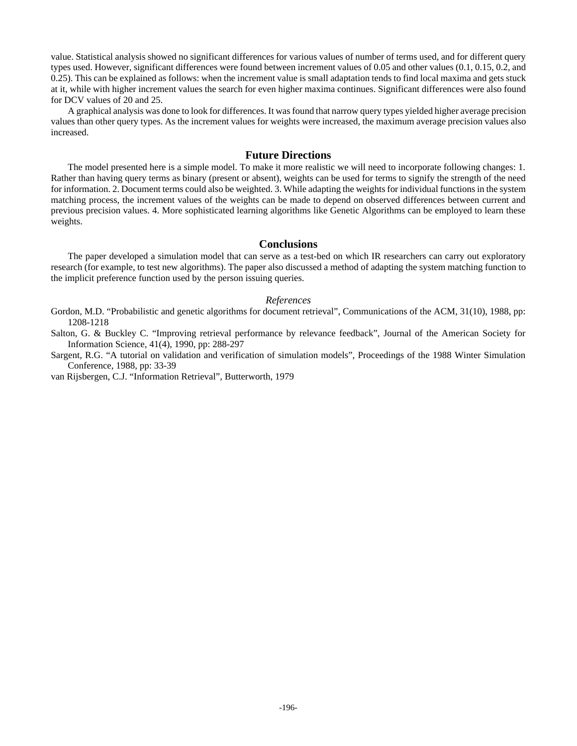value. Statistical analysis showed no significant differences for various values of number of terms used, and for different query types used. However, significant differences were found between increment values of 0.05 and other values (0.1, 0.15, 0.2, and 0.25). This can be explained as follows: when the increment value is small adaptation tends to find local maxima and gets stuck at it, while with higher increment values the search for even higher maxima continues. Significant differences were also found for DCV values of 20 and 25.

A graphical analysis was done to look for differences. It was found that narrow query types yielded higher average precision values than other query types. As the increment values for weights were increased, the maximum average precision values also increased.

## Future Directions

The model presented here is a simple model. To make it more realistic we will need to incorporate following changes: 1. Rather than having query terms as binary (present or absent), weights can be used for terms to signify the strength of the need for information. 2. Document terms could also be weighted. 3. While adapting the weights for individual functions in the system matching process, the increment values of the weights can be made to depend on observed differences between current and previous precision values. 4. More sophisticated learning algorithms like Genetic Algorithms can be employed to learn these weights.

## Conclusions

The paper developed a simulation model that can serve as a test-bed on which IR researchers can carry out exploratory research (for example, to test new algorithms). The paper also discussed a method of adapting the system matching function to the implicit preference function used by the person issuing queries.

### *References*

Gordon, M.D. "Probabilistic and genetic algorithms for document retrieval", Communications of the ACM, 31(10), 1988, pp: 1208-1218

Salton, G. & Buckley C. "Improving retrieval performance by relevance feedback", Journal of the American Society for Information Science, 41(4), 1990, pp: 288-297

Sargent, R.G. "A tutorial on validation and verification of simulation models", Proceedings of the 1988 Winter Simulation Conference, 1988, pp: 33-39

van Rijsbergen, C.J. "Information Retrieval", Butterworth, 1979